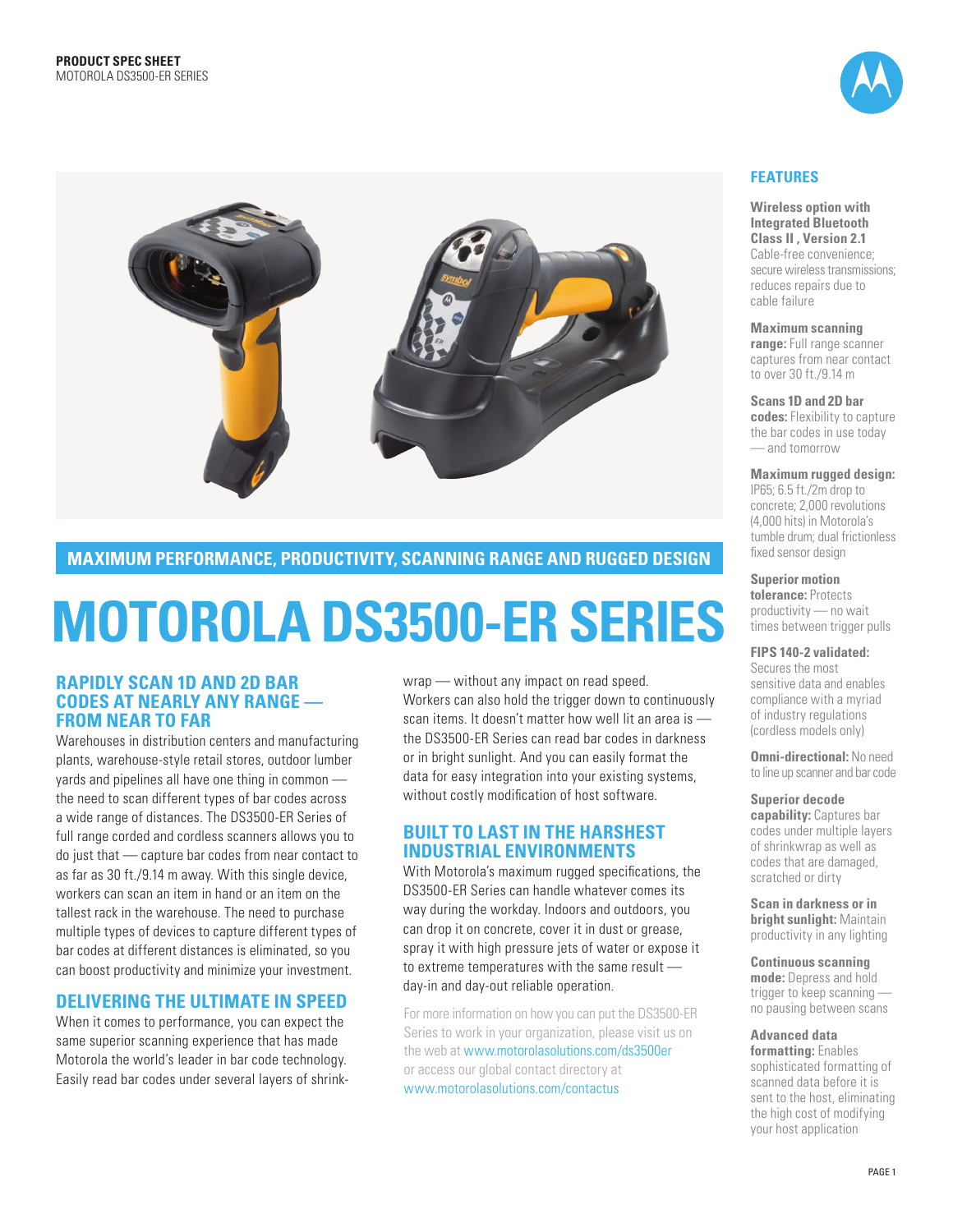PRODUCT SPEC SHEET
MOTOROLA DS3500-ER SERIES

**MAXIMUM PERFORMANCE, PRODUCTIVITY, SCANNING RANGE AND RUGGED DESIGN**

# MOTOROLA DS3500-ER SERIES

## RAPIDLY SCAN 1D AND 2D BAR CODES AT NEARLY ANY RANGE — FROM NEAR TO FAR

Warehouses in distribution centers and manufacturing plants, warehouse-style retail stores, outdoor lumber yards and pipelines all have one thing in common — the need to scan different types of bar codes across a wide range of distances. The DS3500-ER Series of full range corded and cordless scanners allows you to do just that — capture bar codes from near contact to as far as 30 ft./9.14 m away. With this single device, workers can scan an item in hand or an item on the tallest rack in the warehouse. The need to purchase multiple types of devices to capture different types of bar codes at different distances is eliminated, so you can boost productivity and minimize your investment.

## DELIVERING THE ULTIMATE IN SPEED

When it comes to performance, you can expect the same superior scanning experience that has made Motorola the world's leader in bar code technology. Easily read bar codes under several layers of shrink-wrap — without any impact on read speed. Workers can also hold the trigger down to continuously scan items. It doesn't matter how well lit an area is — the DS3500-ER Series can read bar codes in darkness or in bright sunlight. And you can easily format the data for easy integration into your existing systems, without costly modification of host software.

## BUILT TO LAST IN THE HARSHEST INDUSTRIAL ENVIRONMENTS

With Motorola's maximum rugged specifications, the DS3500-ER Series can handle whatever comes its way during the workday. Indoors and outdoors, you can drop it on concrete, cover it in dust or grease, spray it with high pressure jets of water or expose it to extreme temperatures with the same result — day-in and day-out reliable operation.

For more information on how you can put the DS3500-ER Series to work in your organization, please visit us on the web at www.motorolasolutions.com/ds3500er or access our global contact directory at www.motorolasolutions.com/contactus

## FEATURES

**Wireless option with Integrated Bluetooth Class II , Version 2.1**
Cable-free convenience; secure wireless transmissions; reduces repairs due to cable failure

**Maximum scanning range:** Full range scanner captures from near contact to over 30 ft./9.14 m

**Scans 1D and 2D bar codes:** Flexibility to capture the bar codes in use today — and tomorrow

**Maximum rugged design:** IP65; 6.5 ft./2m drop to concrete; 2,000 revolutions (4,000 hits) in Motorola's tumble drum; dual frictionless fixed sensor design

**Superior motion tolerance:** Protects productivity — no wait times between trigger pulls

**FIPS 140-2 validated:** Secures the most sensitive data and enables compliance with a myriad of industry regulations (cordless models only)

**Omni-directional:** No need to line up scanner and bar code

**Superior decode capability:** Captures bar codes under multiple layers of shrinkwrap as well as codes that are damaged, scratched or dirty

**Scan in darkness or in bright sunlight:** Maintain productivity in any lighting

**Continuous scanning mode:** Depress and hold trigger to keep scanning — no pausing between scans

**Advanced data formatting:** Enables sophisticated formatting of scanned data before it is sent to the host, eliminating the high cost of modifying your host application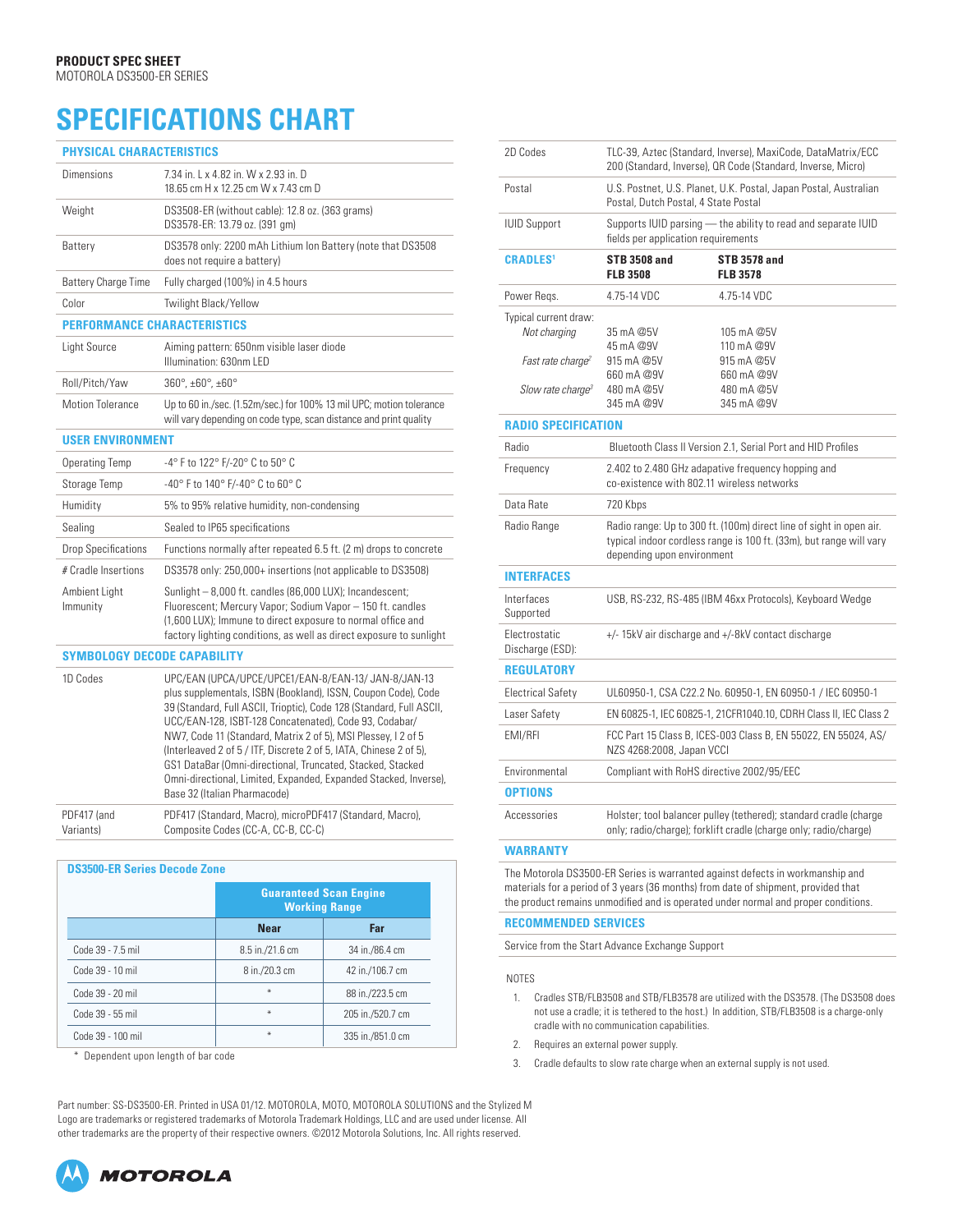**PRODUCT SPEC SHEET**
MOTOROLA DS3500-ER SERIES

# SPECIFICATIONS CHART

## PHYSICAL CHARACTERISTICS

| | |
|---|---|
| Dimensions | 7.34 in. L x 4.82 in. W x 2.93 in. D<br>18.65 cm H x 12.25 cm W x 7.43 cm D |
| Weight | DS3508-ER (without cable): 12.8 oz. (363 grams)<br>DS3578-ER: 13.79 oz. (391 gm) |
| Battery | DS3578 only: 2200 mAh Lithium Ion Battery (note that DS3508 does not require a battery) |
| Battery Charge Time | Fully charged (100%) in 4.5 hours |
| Color | Twilight Black/Yellow |

## PERFORMANCE CHARACTERISTICS

| | |
|---|---|
| Light Source | Aiming pattern: 650nm visible laser diode<br>Illumination: 630nm LED |
| Roll/Pitch/Yaw | 360°, ±60°, ±60° |
| Motion Tolerance | Up to 60 in./sec. (1.52m/sec.) for 100% 13 mil UPC; motion tolerance will vary depending on code type, scan distance and print quality |

## USER ENVIRONMENT

| | |
|---|---|
| Operating Temp | -4° F to 122° F/-20° C to 50° C |
| Storage Temp | -40° F to 140° F/-40° C to 60° C |
| Humidity | 5% to 95% relative humidity, non-condensing |
| Sealing | Sealed to IP65 specifications |
| Drop Specifications | Functions normally after repeated 6.5 ft. (2 m) drops to concrete |
| # Cradle Insertions | DS3578 only: 250,000+ insertions (not applicable to DS3508) |
| Ambient Light Immunity | Sunlight – 8,000 ft. candles (86,000 LUX); Incandescent; Fluorescent; Mercury Vapor; Sodium Vapor – 150 ft. candles (1,600 LUX); Immune to direct exposure to normal office and factory lighting conditions, as well as direct exposure to sunlight |

## SYMBOLOGY DECODE CAPABILITY

| | |
|---|---|
| 1D Codes | UPC/EAN (UPCA/UPCE/UPCE1/EAN-8/EAN-13/ JAN-8/JAN-13 plus supplementals, ISBN (Bookland), ISSN, Coupon Code), Code 39 (Standard, Full ASCII, Trioptic), Code 128 (Standard, Full ASCII, UCC/EAN-128, ISBT-128 Concatenated), Code 93, Codabar/ NW7, Code 11 (Standard, Matrix 2 of 5), MSI Plessey, I 2 of 5 (Interleaved 2 of 5 / ITF, Discrete 2 of 5, IATA, Chinese 2 of 5), GS1 DataBar (Omni-directional, Truncated, Stacked, Stacked Omni-directional, Limited, Expanded, Expanded Stacked, Inverse), Base 32 (Italian Pharmacode) |
| PDF417 (and Variants) | PDF417 (Standard, Macro), microPDF417 (Standard, Macro), Composite Codes (CC-A, CC-B, CC-C) |
| 2D Codes | TLC-39, Aztec (Standard, Inverse), MaxiCode, DataMatrix/ECC 200 (Standard, Inverse), QR Code (Standard, Inverse, Micro) |
| Postal | U.S. Postnet, U.S. Planet, U.K. Postal, Japan Postal, Australian Postal, Dutch Postal, 4 State Postal |
| IUID Support | Supports IUID parsing — the ability to read and separate IUID fields per application requirements |

### DS3500-ER Series Decode Zone

| | Guaranteed Scan Engine Working Range | |
|---|---|---|
| | **Near** | **Far** |
| Code 39 - 7.5 mil | 8.5 in./21.6 cm | 34 in./86.4 cm |
| Code 39 - 10 mil | 8 in./20.3 cm | 42 in./106.7 cm |
| Code 39 - 20 mil | * | 88 in./223.5 cm |
| Code 39 - 55 mil | * | 205 in./520.7 cm |
| Code 39 - 100 mil | * | 335 in./851.0 cm |

* Dependent upon length of bar code

## CRADLES[1]

| | STB 3508 and FLB 3508 | STB 3578 and FLB 3578 |
|---|---|---|
| Power Reqs. | 4.75-14 VDC | 4.75-14 VDC |
| Typical current draw: | | |
| *Not charging* | 35 mA @5V<br>45 mA @9V | 105 mA @5V<br>110 mA @9V |
| *Fast rate charge*[2] | 915 mA @5V<br>660 mA @9V | 915 mA @5V<br>660 mA @9V |
| *Slow rate charge*[3] | 480 mA @5V<br>345 mA @9V | 480 mA @5V<br>345 mA @9V |

## RADIO SPECIFICATION

| | |
|---|---|
| Radio | Bluetooth Class II Version 2.1, Serial Port and HID Profiles |
| Frequency | 2.402 to 2.480 GHz adapative frequency hopping and co-existence with 802.11 wireless networks |
| Data Rate | 720 Kbps |
| Radio Range | Radio range: Up to 300 ft. (100m) direct line of sight in open air. typical indoor cordless range is 100 ft. (33m), but range will vary depending upon environment |

## INTERFACES

| | |
|---|---|
| Interfaces Supported | USB, RS-232, RS-485 (IBM 46xx Protocols), Keyboard Wedge |
| Electrostatic Discharge (ESD): | +/- 15kV air discharge and +/-8kV contact discharge |

## REGULATORY

| | |
|---|---|
| Electrical Safety | UL60950-1, CSA C22.2 No. 60950-1, EN 60950-1 / IEC 60950-1 |
| Laser Safety | EN 60825-1, IEC 60825-1, 21CFR1040.10, CDRH Class II, IEC Class 2 |
| EMI/RFI | FCC Part 15 Class B, ICES-003 Class B, EN 55022, EN 55024, AS/NZS 4268:2008, Japan VCCI |
| Environmental | Compliant with RoHS directive 2002/95/EEC |

## OPTIONS

| | |
|---|---|
| Accessories | Holster; tool balancer pulley (tethered); standard cradle (charge only; radio/charge); forklift cradle (charge only; radio/charge) |

## WARRANTY

The Motorola DS3500-ER Series is warranted against defects in workmanship and materials for a period of 3 years (36 months) from date of shipment, provided that the product remains unmodified and is operated under normal and proper conditions.

## RECOMMENDED SERVICES

Service from the Start Advance Exchange Support

NOTES

1. Cradles STB/FLB3508 and STB/FLB3578 are utilized with the DS3578. (The DS3508 does not use a cradle; it is tethered to the host.) In addition, STB/FLB3508 is a charge-only cradle with no communication capabilities.
2. Requires an external power supply.
3. Cradle defaults to slow rate charge when an external supply is not used.

Part number: SS-DS3500-ER. Printed in USA 01/12. MOTOROLA, MOTO, MOTOROLA SOLUTIONS and the Stylized M Logo are trademarks or registered trademarks of Motorola Trademark Holdings, LLC and are used under license. All other trademarks are the property of their respective owners. ©2012 Motorola Solutions, Inc. All rights reserved.

MOTOROLA